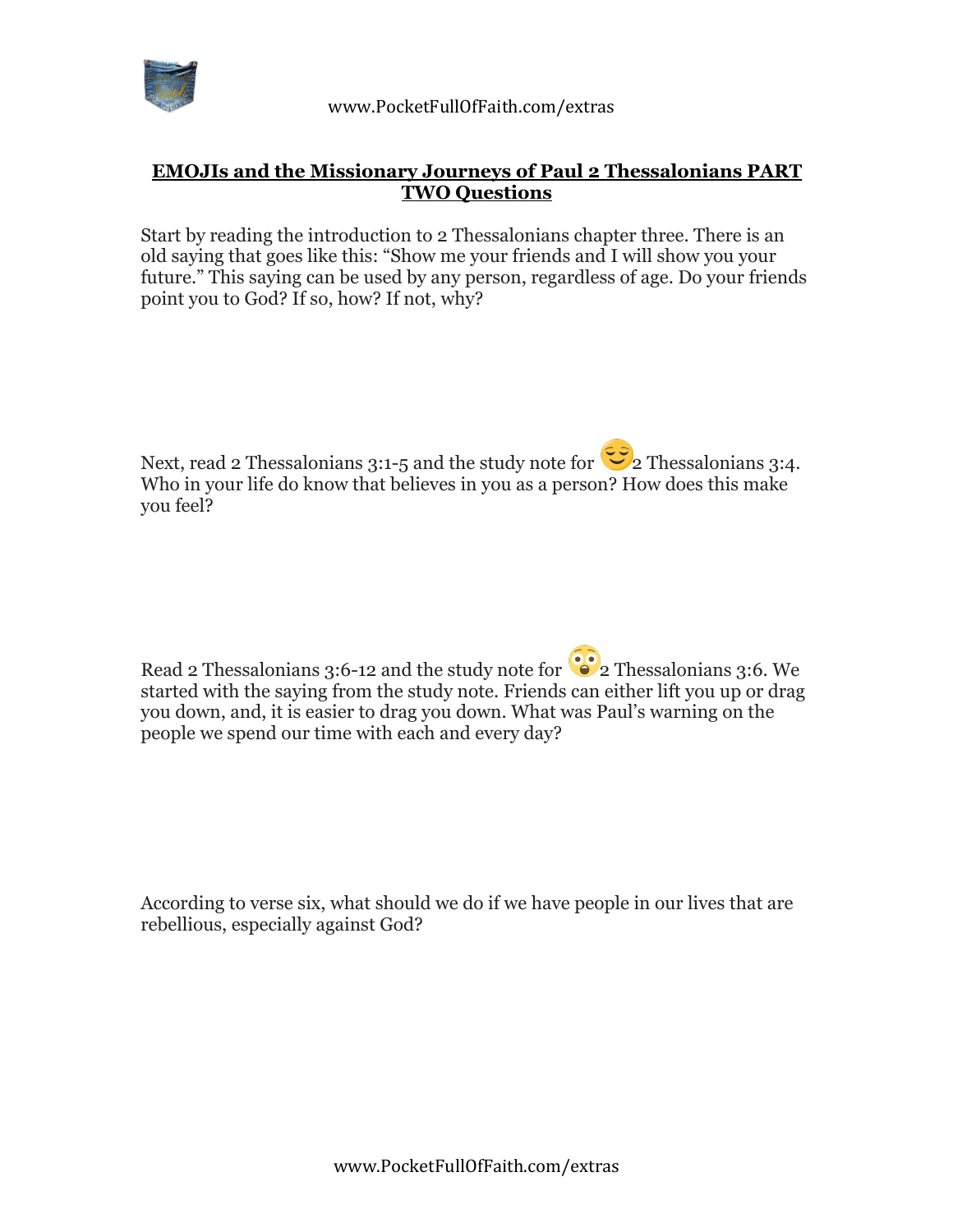## EMOJIs and the Missionary Journeys of Paul 2 Thessalonians PART TWO Questions

Start by reading the introduction to 2 Thessalonians chapter three. There is an old saying that goes like this: "Show me your friends and I will show you your future." This saying can be used by any person, regardless of age. Do your friends point you to God? If so, how? If not, why?

Next, read 2 Thessalonians 3:1-5 and the study note for 😌 2 Thessalonians 3:4. Who in your life do know that believes in you as a person? How does this make you feel?

Read 2 Thessalonians 3:6-12 and the study note for 😳 2 Thessalonians 3:6. We started with the saying from the study note. Friends can either lift you up or drag you down, and, it is easier to drag you down. What was Paul's warning on the people we spend our time with each and every day?

According to verse six, what should we do if we have people in our lives that are rebellious, especially against God?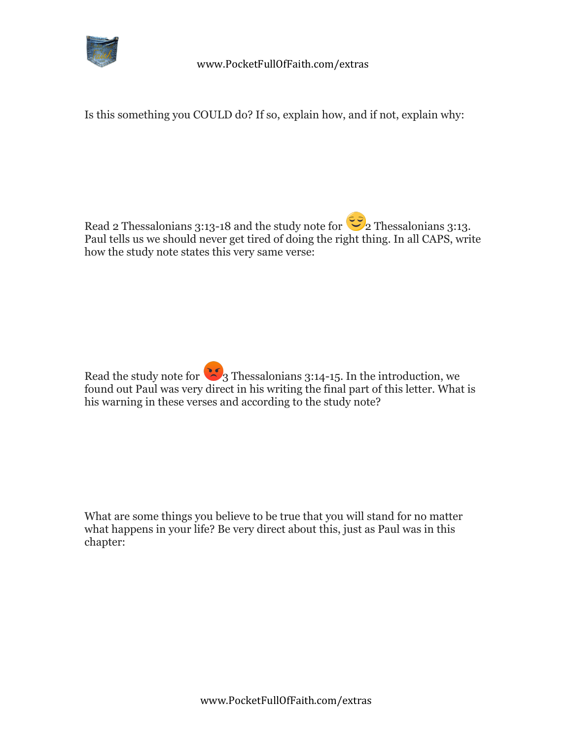Is this something you COULD do? If so, explain how, and if not, explain why:

Read 2 Thessalonians 3:13-18 and the study note for 😌2 Thessalonians 3:13. Paul tells us we should never get tired of doing the right thing. In all CAPS, write how the study note states this very same verse:

Read the study note for 😡3 Thessalonians 3:14-15. In the introduction, we found out Paul was very direct in his writing the final part of this letter. What is his warning in these verses and according to the study note?

What are some things you believe to be true that you will stand for no matter what happens in your life? Be very direct about this, just as Paul was in this chapter: